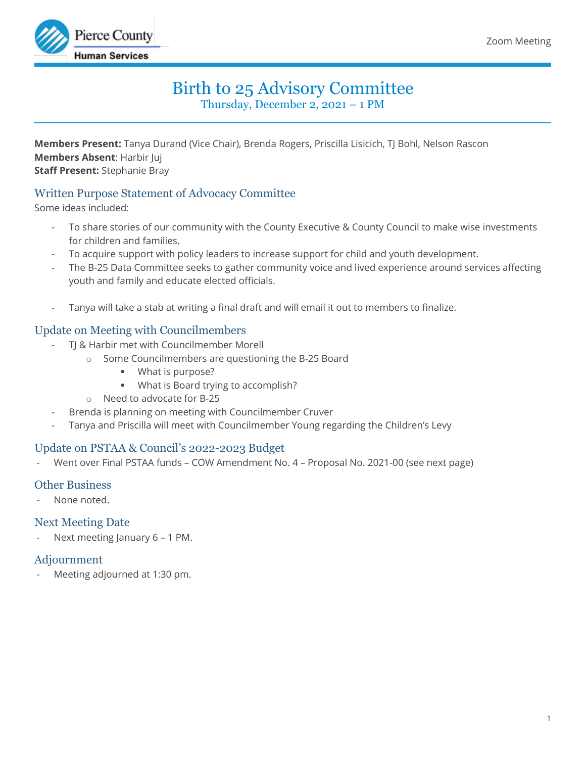Pierce County Human Services

Zoom Meeting

# Birth to 25 Advisory Committee

Thursday, December 2, 2021 – 1 PM

**Members Present:** Tanya Durand (Vice Chair), Brenda Rogers, Priscilla Lisicich, TJ Bohl, Nelson Rascon
**Members Absent**: Harbir Juj
**Staff Present:** Stephanie Bray

## Written Purpose Statement of Advocacy Committee

Some ideas included:

- To share stories of our community with the County Executive & County Council to make wise investments for children and families.
- To acquire support with policy leaders to increase support for child and youth development.
- The B-25 Data Committee seeks to gather community voice and lived experience around services affecting youth and family and educate elected officials.

- Tanya will take a stab at writing a final draft and will email it out to members to finalize.

## Update on Meeting with Councilmembers

- TJ & Harbir met with Councilmember Morell
  - Some Councilmembers are questioning the B-25 Board
    - What is purpose?
    - What is Board trying to accomplish?
  - Need to advocate for B-25
- Brenda is planning on meeting with Councilmember Cruver
- Tanya and Priscilla will meet with Councilmember Young regarding the Children's Levy

## Update on PSTAA & Council's 2022-2023 Budget

- Went over Final PSTAA funds – COW Amendment No. 4 – Proposal No. 2021-00 (see next page)

## Other Business

- None noted.

## Next Meeting Date

- Next meeting January 6 – 1 PM.

## Adjournment

- Meeting adjourned at 1:30 pm.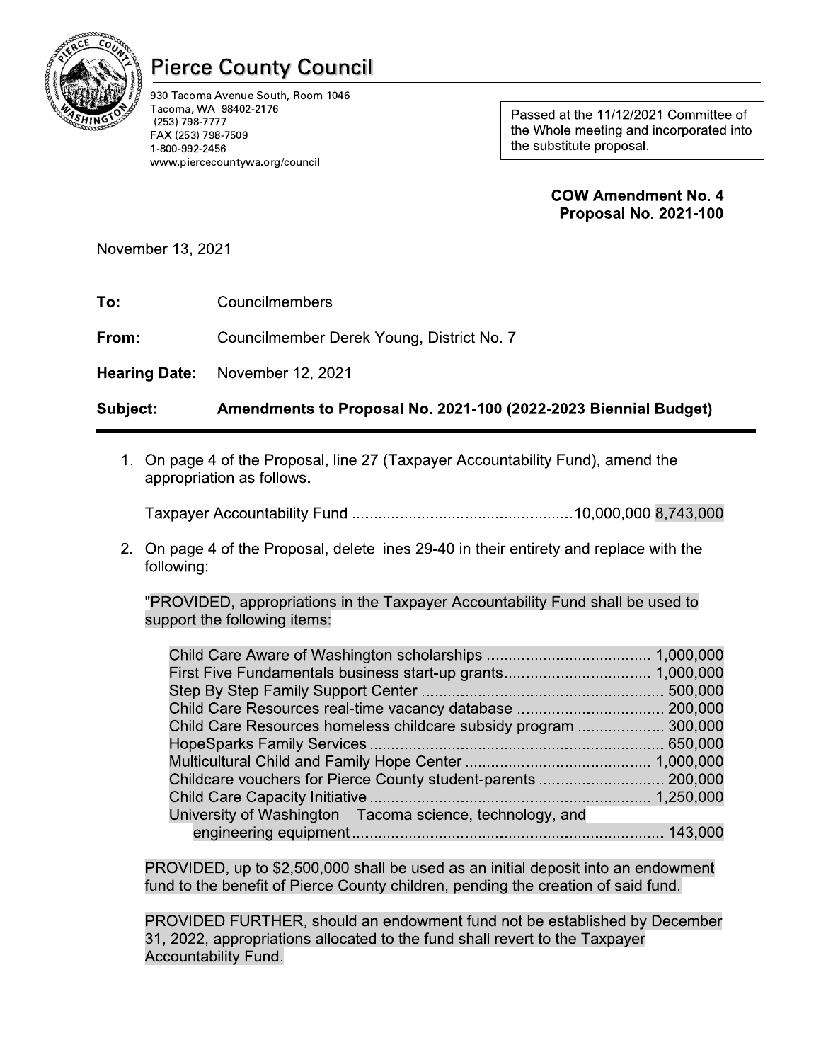# Pierce County Council

930 Tacoma Avenue South, Room 1046
Tacoma, WA 98402-2176
(253) 798-7777
FAX (253) 798-7509
1-800-992-2456
www.piercecountywa.org/council

> Passed at the 11/12/2021 Committee of the Whole meeting and incorporated into the substitute proposal.

**COW Amendment No. 4**
**Proposal No. 2021-100**

November 13, 2021

**To:** Councilmembers

**From:** Councilmember Derek Young, District No. 7

**Hearing Date:** November 12, 2021

**Subject: Amendments to Proposal No. 2021-100 (2022-2023 Biennial Budget)**

---

1. On page 4 of the Proposal, line 27 (Taxpayer Accountability Fund), amend the appropriation as follows.

   Taxpayer Accountability Fund .................................................. ~~10,000,000~~ 8,743,000

2. On page 4 of the Proposal, delete lines 29-40 in their entirety and replace with the following:

   "PROVIDED, appropriations in the Taxpayer Accountability Fund shall be used to support the following items:

   | | |
   |---|---|
   | Child Care Aware of Washington scholarships | 1,000,000 |
   | First Five Fundamentals business start-up grants | 1,000,000 |
   | Step By Step Family Support Center | 500,000 |
   | Child Care Resources real-time vacancy database | 200,000 |
   | Child Care Resources homeless childcare subsidy program | 300,000 |
   | HopeSparks Family Services | 650,000 |
   | Multicultural Child and Family Hope Center | 1,000,000 |
   | Childcare vouchers for Pierce County student-parents | 200,000 |
   | Child Care Capacity Initiative | 1,250,000 |
   | University of Washington – Tacoma science, technology, and engineering equipment | 143,000 |

   PROVIDED, up to $2,500,000 shall be used as an initial deposit into an endowment fund to the benefit of Pierce County children, pending the creation of said fund.

   PROVIDED FURTHER, should an endowment fund not be established by December 31, 2022, appropriations allocated to the fund shall revert to the Taxpayer Accountability Fund.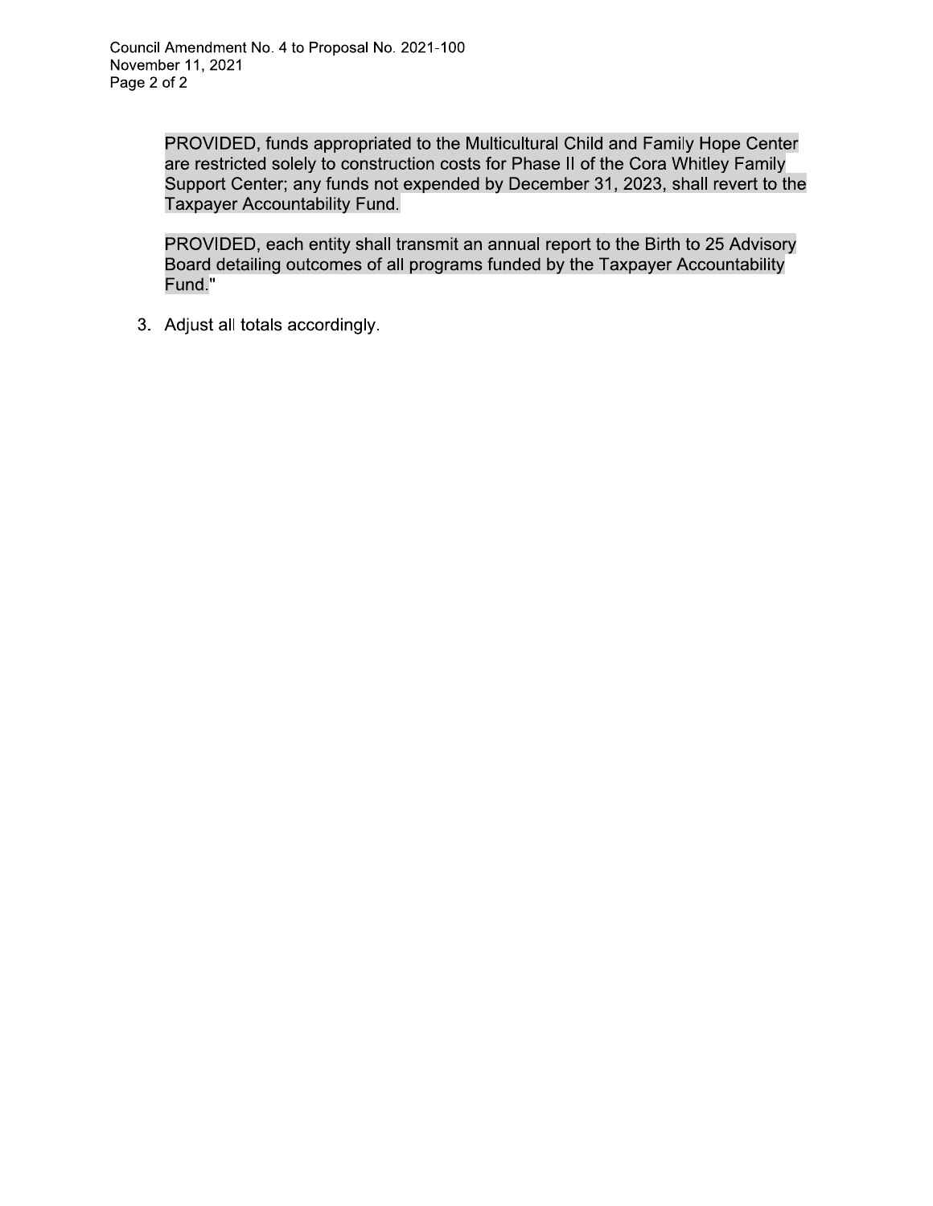PROVIDED, funds appropriated to the Multicultural Child and Family Hope Center are restricted solely to construction costs for Phase II of the Cora Whitley Family Support Center; any funds not expended by December 31, 2023, shall revert to the Taxpayer Accountability Fund.

PROVIDED, each entity shall transmit an annual report to the Birth to 25 Advisory Board detailing outcomes of all programs funded by the Taxpayer Accountability Fund."

3. Adjust all totals accordingly.